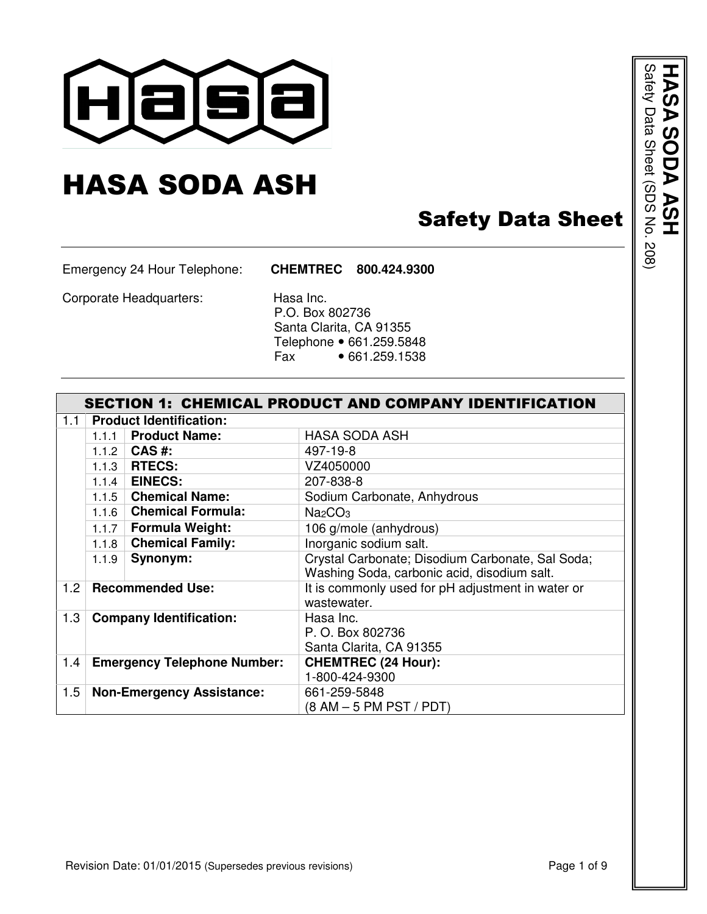# HASA SODA ASH

## Safety Data Sheet

Emergency 24 Hour Telephone: **CHEMTREC 800.424.9300**

Corporate Headquarters: Hasa Inc.
P.O. Box 802736
Santa Clarita, CA 91355
Telephone • 661.259.5848
Fax • 661.259.1538

## SECTION 1: CHEMICAL PRODUCT AND COMPANY IDENTIFICATION

| | | | |
|---|---|---|---|
| 1.1 | **Product Identification:** | | |
| | 1.1.1 | **Product Name:** | HASA SODA ASH |
| | 1.1.2 | **CAS #:** | 497-19-8 |
| | 1.1.3 | **RTECS:** | VZ4050000 |
| | 1.1.4 | **EINECS:** | 207-838-8 |
| | 1.1.5 | **Chemical Name:** | Sodium Carbonate, Anhydrous |
| | 1.1.6 | **Chemical Formula:** | $Na_2CO_3$ |
| | 1.1.7 | **Formula Weight:** | 106 g/mole (anhydrous) |
| | 1.1.8 | **Chemical Family:** | Inorganic sodium salt. |
| | 1.1.9 | **Synonym:** | Crystal Carbonate; Disodium Carbonate, Sal Soda; Washing Soda, carbonic acid, disodium salt. |
| 1.2 | **Recommended Use:** | | It is commonly used for pH adjustment in water or wastewater. |
| 1.3 | **Company Identification:** | | Hasa Inc.<br>P. O. Box 802736<br>Santa Clarita, CA 91355 |
| 1.4 | **Emergency Telephone Number:** | | **CHEMTREC (24 Hour):**<br>1-800-424-9300 |
| 1.5 | **Non-Emergency Assistance:** | | 661-259-5848<br>(8 AM – 5 PM PST / PDT) |

Revision Date: 01/01/2015 (Supersedes previous revisions)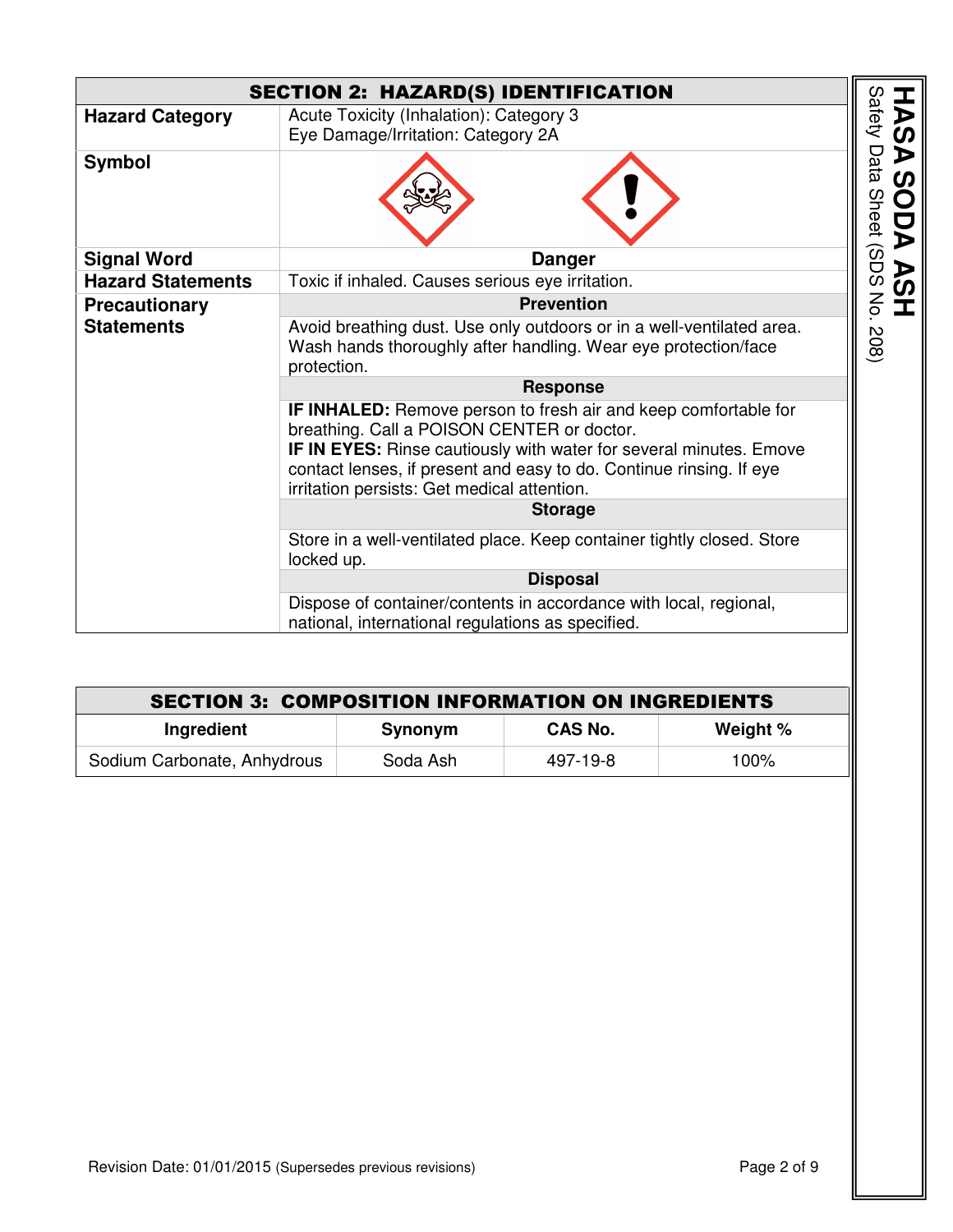## SECTION 2: HAZARD(S) IDENTIFICATION

| | |
|---|---|
| **Hazard Category** | Acute Toxicity (Inhalation): Category 3<br>Eye Damage/Irritation: Category 2A |
| **Symbol** | |
| **Signal Word** | **Danger** |
| **Hazard Statements** | Toxic if inhaled. Causes serious eye irritation. |
| **Precautionary Statements** | **Prevention** |
| | Avoid breathing dust. Use only outdoors or in a well-ventilated area. Wash hands thoroughly after handling. Wear eye protection/face protection. |
| | **Response** |
| | **IF INHALED:** Remove person to fresh air and keep comfortable for breathing. Call a POISON CENTER or doctor.<br>**IF IN EYES:** Rinse cautiously with water for several minutes. Emove contact lenses, if present and easy to do. Continue rinsing. If eye irritation persists: Get medical attention. |
| | **Storage** |
| | Store in a well-ventilated place. Keep container tightly closed. Store locked up. |
| | **Disposal** |
| | Dispose of container/contents in accordance with local, regional, national, international regulations as specified. |

## SECTION 3: COMPOSITION INFORMATION ON INGREDIENTS

| Ingredient | Synonym | CAS No. | Weight % |
|---|---|---|---|
| Sodium Carbonate, Anhydrous | Soda Ash | 497-19-8 | 100% |

Revision Date: 01/01/2015 (Supersedes previous revisions)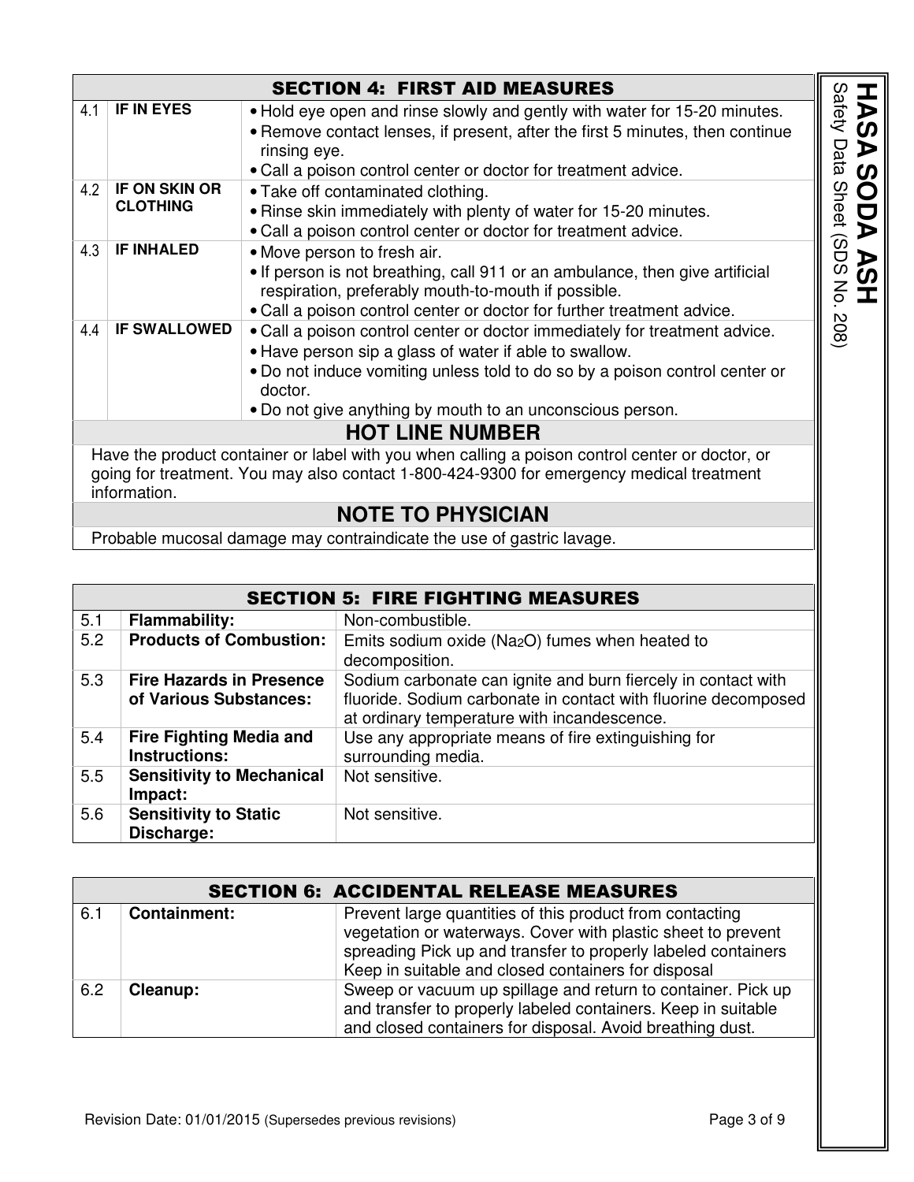## SECTION 4: FIRST AID MEASURES

| | | |
|---|---|---|
| 4.1 | **IF IN EYES** | • Hold eye open and rinse slowly and gently with water for 15-20 minutes.<br>• Remove contact lenses, if present, after the first 5 minutes, then continue rinsing eye.<br>• Call a poison control center or doctor for treatment advice. |
| 4.2 | **IF ON SKIN OR CLOTHING** | • Take off contaminated clothing.<br>• Rinse skin immediately with plenty of water for 15-20 minutes.<br>• Call a poison control center or doctor for treatment advice. |
| 4.3 | **IF INHALED** | • Move person to fresh air.<br>• If person is not breathing, call 911 or an ambulance, then give artificial respiration, preferably mouth-to-mouth if possible.<br>• Call a poison control center or doctor for further treatment advice. |
| 4.4 | **IF SWALLOWED** | • Call a poison control center or doctor immediately for treatment advice.<br>• Have person sip a glass of water if able to swallow.<br>• Do not induce vomiting unless told to do so by a poison control center or doctor.<br>• Do not give anything by mouth to an unconscious person. |

### HOT LINE NUMBER

Have the product container or label with you when calling a poison control center or doctor, or going for treatment. You may also contact 1-800-424-9300 for emergency medical treatment information.

### NOTE TO PHYSICIAN

Probable mucosal damage may contraindicate the use of gastric lavage.

## SECTION 5: FIRE FIGHTING MEASURES

| | | |
|---|---|---|
| 5.1 | **Flammability:** | Non-combustible. |
| 5.2 | **Products of Combustion:** | Emits sodium oxide ($Na_2O$) fumes when heated to decomposition. |
| 5.3 | **Fire Hazards in Presence of Various Substances:** | Sodium carbonate can ignite and burn fiercely in contact with fluoride. Sodium carbonate in contact with fluorine decomposed at ordinary temperature with incandescence. |
| 5.4 | **Fire Fighting Media and Instructions:** | Use any appropriate means of fire extinguishing for surrounding media. |
| 5.5 | **Sensitivity to Mechanical Impact:** | Not sensitive. |
| 5.6 | **Sensitivity to Static Discharge:** | Not sensitive. |

## SECTION 6: ACCIDENTAL RELEASE MEASURES

| | | |
|---|---|---|
| 6.1 | **Containment:** | Prevent large quantities of this product from contacting vegetation or waterways. Cover with plastic sheet to prevent spreading Pick up and transfer to properly labeled containers Keep in suitable and closed containers for disposal |
| 6.2 | **Cleanup:** | Sweep or vacuum up spillage and return to container. Pick up and transfer to properly labeled containers. Keep in suitable and closed containers for disposal. Avoid breathing dust. |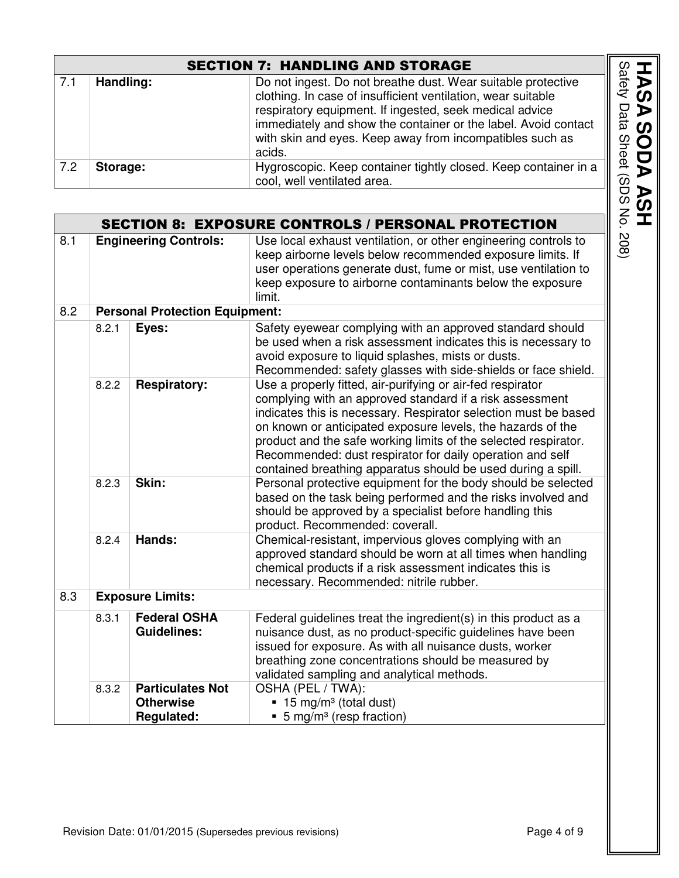## SECTION 7: HANDLING AND STORAGE

| | | |
|---|---|---|
| 7.1 | **Handling:** | Do not ingest. Do not breathe dust. Wear suitable protective clothing. In case of insufficient ventilation, wear suitable respiratory equipment. If ingested, seek medical advice immediately and show the container or the label. Avoid contact with skin and eyes. Keep away from incompatibles such as acids. |
| 7.2 | **Storage:** | Hygroscopic. Keep container tightly closed. Keep container in a cool, well ventilated area. |

## SECTION 8: EXPOSURE CONTROLS / PERSONAL PROTECTION

| | | | |
|---|---|---|---|
| 8.1 | **Engineering Controls:** | | Use local exhaust ventilation, or other engineering controls to keep airborne levels below recommended exposure limits. If user operations generate dust, fume or mist, use ventilation to keep exposure to airborne contaminants below the exposure limit. |
| 8.2 | **Personal Protection Equipment:** | | |
| | 8.2.1 | **Eyes:** | Safety eyewear complying with an approved standard should be used when a risk assessment indicates this is necessary to avoid exposure to liquid splashes, mists or dusts. Recommended: safety glasses with side-shields or face shield. |
| | 8.2.2 | **Respiratory:** | Use a properly fitted, air-purifying or air-fed respirator complying with an approved standard if a risk assessment indicates this is necessary. Respirator selection must be based on known or anticipated exposure levels, the hazards of the product and the safe working limits of the selected respirator. Recommended: dust respirator for daily operation and self contained breathing apparatus should be used during a spill. |
| | 8.2.3 | **Skin:** | Personal protective equipment for the body should be selected based on the task being performed and the risks involved and should be approved by a specialist before handling this product. Recommended: coverall. |
| | 8.2.4 | **Hands:** | Chemical-resistant, impervious gloves complying with an approved standard should be worn at all times when handling chemical products if a risk assessment indicates this is necessary. Recommended: nitrile rubber. |
| 8.3 | **Exposure Limits:** | | |
| | 8.3.1 | **Federal OSHA Guidelines:** | Federal guidelines treat the ingredient(s) in this product as a nuisance dust, as no product-specific guidelines have been issued for exposure. As with all nuisance dusts, worker breathing zone concentrations should be measured by validated sampling and analytical methods. |
| | 8.3.2 | **Particulates Not Otherwise Regulated:** | OSHA (PEL / TWA):<br>▪ 15 mg/m³ (total dust)<br>▪ 5 mg/m³ (resp fraction) |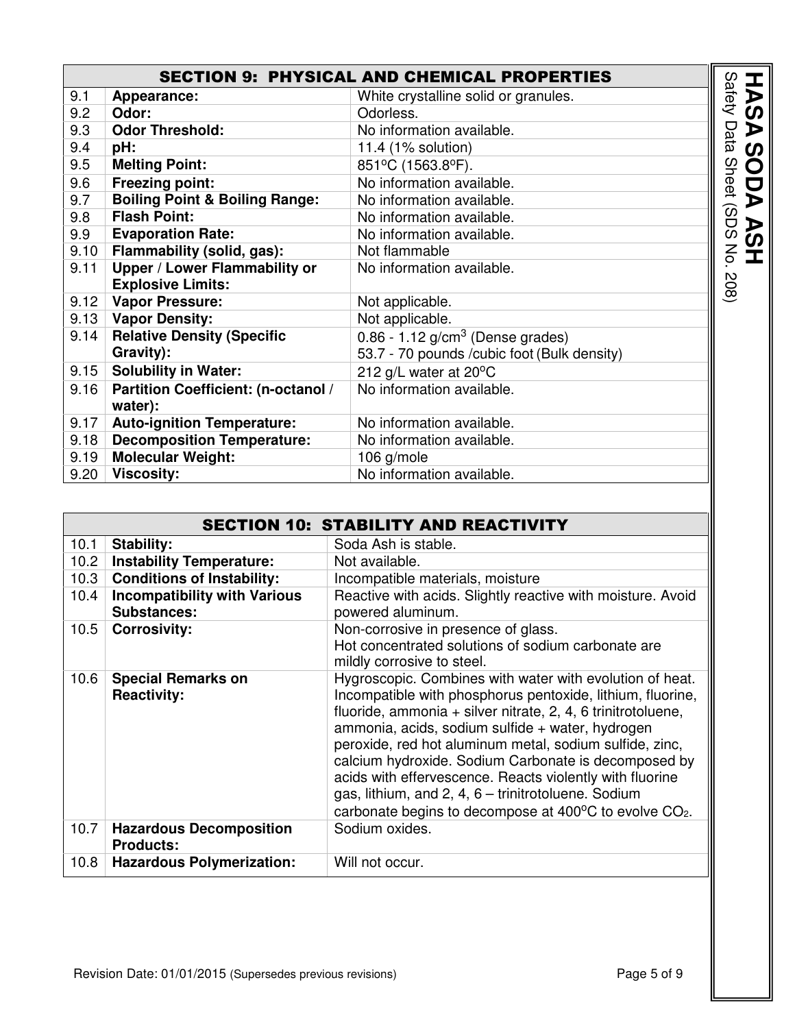## SECTION 9: PHYSICAL AND CHEMICAL PROPERTIES

| | | |
|---|---|---|
| 9.1 | **Appearance:** | White crystalline solid or granules. |
| 9.2 | **Odor:** | Odorless. |
| 9.3 | **Odor Threshold:** | No information available. |
| 9.4 | **pH:** | 11.4 (1% solution) |
| 9.5 | **Melting Point:** | 851°C (1563.8°F). |
| 9.6 | **Freezing point:** | No information available. |
| 9.7 | **Boiling Point & Boiling Range:** | No information available. |
| 9.8 | **Flash Point:** | No information available. |
| 9.9 | **Evaporation Rate:** | No information available. |
| 9.10 | **Flammability (solid, gas):** | Not flammable |
| 9.11 | **Upper / Lower Flammability or Explosive Limits:** | No information available. |
| 9.12 | **Vapor Pressure:** | Not applicable. |
| 9.13 | **Vapor Density:** | Not applicable. |
| 9.14 | **Relative Density (Specific Gravity):** | 0.86 - 1.12 g/cm$^3$ (Dense grades)<br>53.7 - 70 pounds /cubic foot (Bulk density) |
| 9.15 | **Solubility in Water:** | 212 g/L water at 20°C |
| 9.16 | **Partition Coefficient: (n-octanol / water):** | No information available. |
| 9.17 | **Auto-ignition Temperature:** | No information available. |
| 9.18 | **Decomposition Temperature:** | No information available. |
| 9.19 | **Molecular Weight:** | 106 g/mole |
| 9.20 | **Viscosity:** | No information available. |

## SECTION 10: STABILITY AND REACTIVITY

| | | |
|---|---|---|
| 10.1 | **Stability:** | Soda Ash is stable. |
| 10.2 | **Instability Temperature:** | Not available. |
| 10.3 | **Conditions of Instability:** | Incompatible materials, moisture |
| 10.4 | **Incompatibility with Various Substances:** | Reactive with acids. Slightly reactive with moisture. Avoid powered aluminum. |
| 10.5 | **Corrosivity:** | Non-corrosive in presence of glass.<br>Hot concentrated solutions of sodium carbonate are mildly corrosive to steel. |
| 10.6 | **Special Remarks on Reactivity:** | Hygroscopic. Combines with water with evolution of heat. Incompatible with phosphorus pentoxide, lithium, fluorine, fluoride, ammonia + silver nitrate, 2, 4, 6 trinitrotoluene, ammonia, acids, sodium sulfide + water, hydrogen peroxide, red hot aluminum metal, sodium sulfide, zinc, calcium hydroxide. Sodium Carbonate is decomposed by acids with effervescence. Reacts violently with fluorine gas, lithium, and 2, 4, 6 – trinitrotoluene. Sodium carbonate begins to decompose at 400°C to evolve $CO_2$. |
| 10.7 | **Hazardous Decomposition Products:** | Sodium oxides. |
| 10.8 | **Hazardous Polymerization:** | Will not occur. |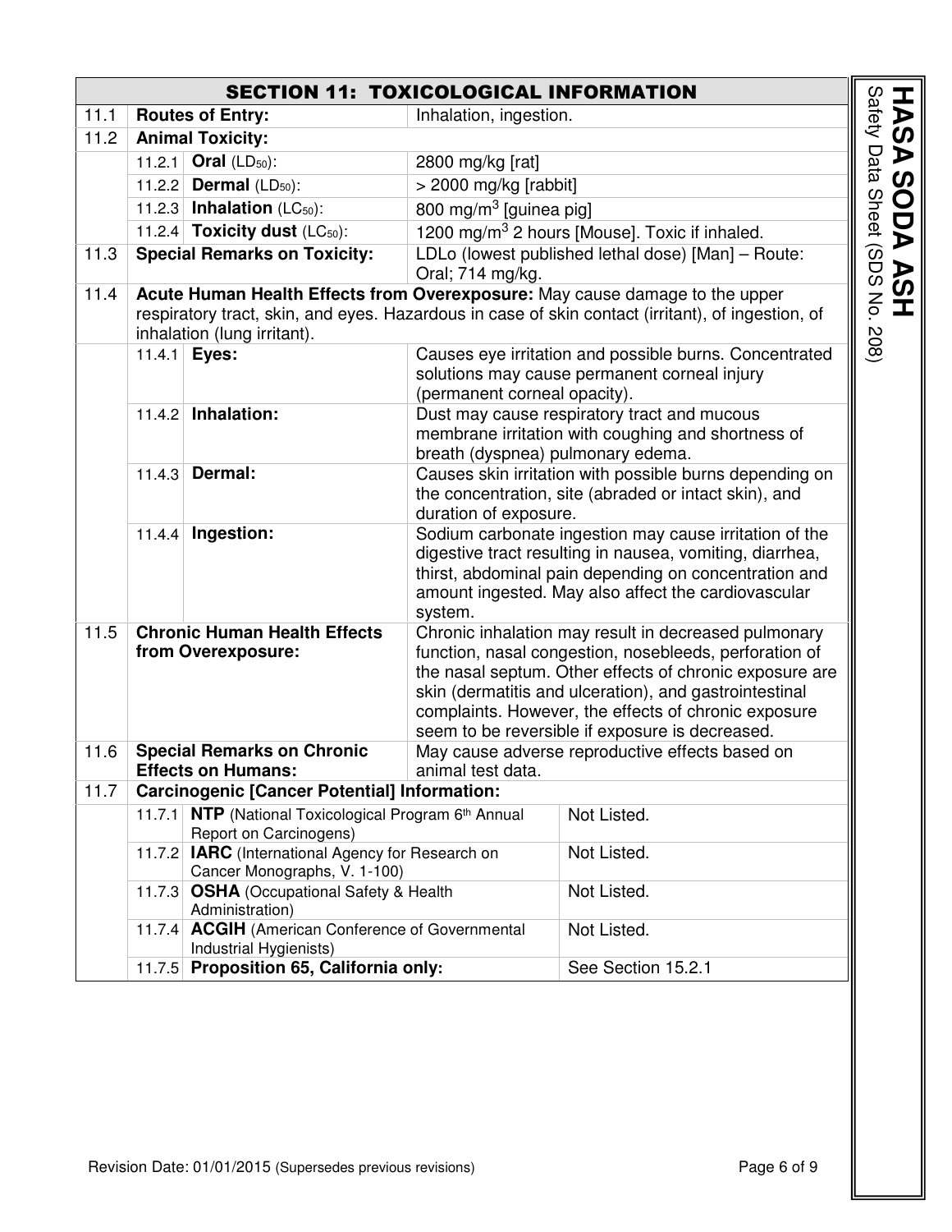## SECTION 11: TOXICOLOGICAL INFORMATION

| | | | | |
|---|---|---|---|---|
| 11.1 | **Routes of Entry:** | | Inhalation, ingestion. | |
| 11.2 | **Animal Toxicity:** | | | |
| | 11.2.1 | **Oral** ($LD_{50}$): | 2800 mg/kg [rat] | |
| | 11.2.2 | **Dermal** ($LD_{50}$): | > 2000 mg/kg [rabbit] | |
| | 11.2.3 | **Inhalation** ($LC_{50}$): | 800 mg/$m^3$ [guinea pig] | |
| | 11.2.4 | **Toxicity dust** ($LC_{50}$): | 1200 mg/$m^3$ 2 hours [Mouse]. Toxic if inhaled. | |
| 11.3 | **Special Remarks on Toxicity:** | | LDLo (lowest published lethal dose) [Man] – Route: Oral; 714 mg/kg. | |
| 11.4 | **Acute Human Health Effects from Overexposure:** May cause damage to the upper respiratory tract, skin, and eyes. Hazardous in case of skin contact (irritant), of ingestion, of inhalation (lung irritant). | | | |
| | 11.4.1 | **Eyes:** | Causes eye irritation and possible burns. Concentrated solutions may cause permanent corneal injury (permanent corneal opacity). | |
| | 11.4.2 | **Inhalation:** | Dust may cause respiratory tract and mucous membrane irritation with coughing and shortness of breath (dyspnea) pulmonary edema. | |
| | 11.4.3 | **Dermal:** | Causes skin irritation with possible burns depending on the concentration, site (abraded or intact skin), and duration of exposure. | |
| | 11.4.4 | **Ingestion:** | Sodium carbonate ingestion may cause irritation of the digestive tract resulting in nausea, vomiting, diarrhea, thirst, abdominal pain depending on concentration and amount ingested. May also affect the cardiovascular system. | |
| 11.5 | **Chronic Human Health Effects from Overexposure:** | | Chronic inhalation may result in decreased pulmonary function, nasal congestion, nosebleeds, perforation of the nasal septum. Other effects of chronic exposure are skin (dermatitis and ulceration), and gastrointestinal complaints. However, the effects of chronic exposure seem to be reversible if exposure is decreased. | |
| 11.6 | **Special Remarks on Chronic Effects on Humans:** | | May cause adverse reproductive effects based on animal test data. | |
| 11.7 | **Carcinogenic [Cancer Potential] Information:** | | | |
| | 11.7.1 | **NTP** (National Toxicological Program 6th Annual Report on Carcinogens) | | Not Listed. |
| | 11.7.2 | **IARC** (International Agency for Research on Cancer Monographs, V. 1-100) | | Not Listed. |
| | 11.7.3 | **OSHA** (Occupational Safety & Health Administration) | | Not Listed. |
| | 11.7.4 | **ACGIH** (American Conference of Governmental Industrial Hygienists) | | Not Listed. |
| | 11.7.5 | **Proposition 65, California only:** | | See Section 15.2.1 |

Revision Date: 01/01/2015 (Supersedes previous revisions)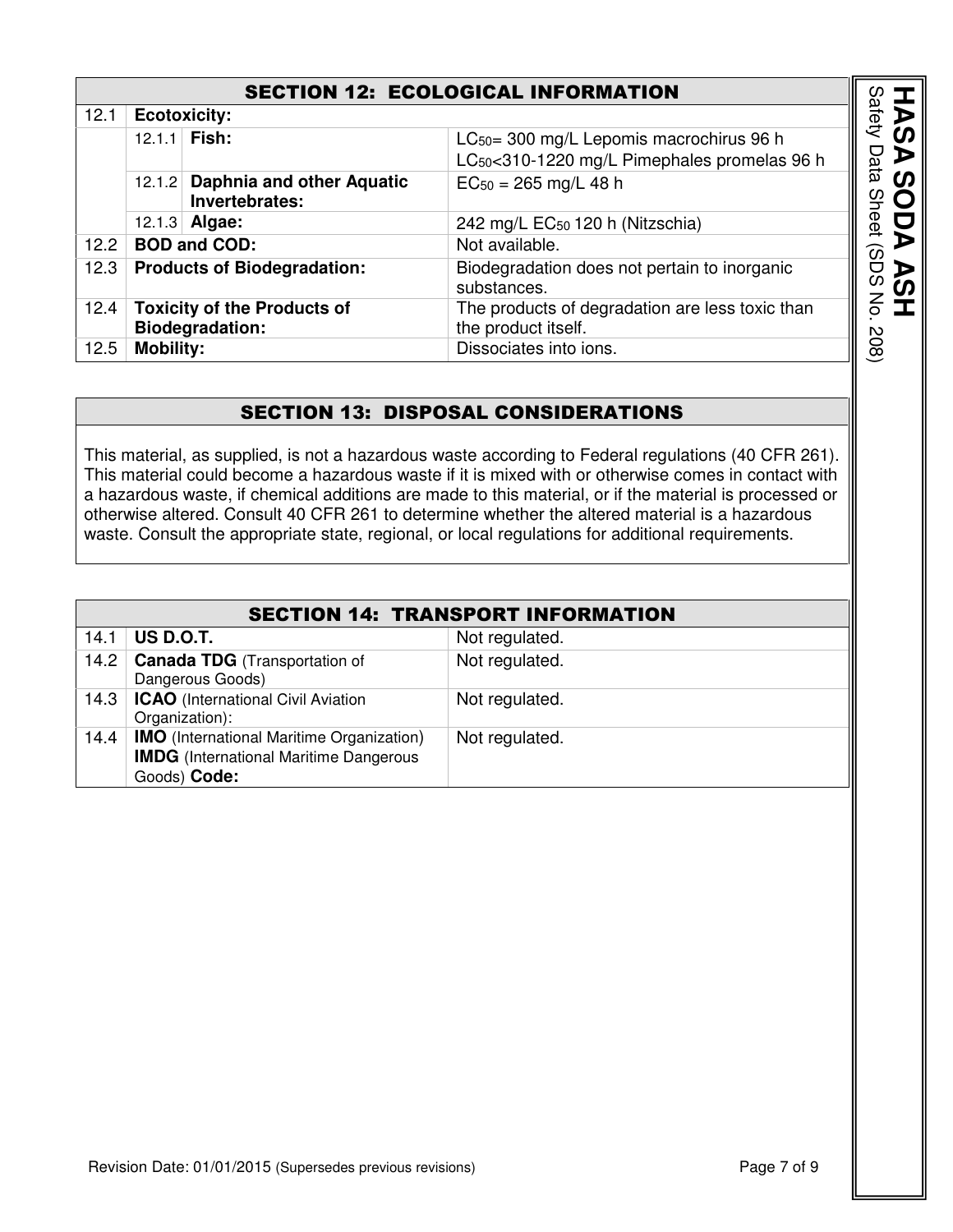## SECTION 12: ECOLOGICAL INFORMATION

| | | | |
|---|---|---|---|
| 12.1 | **Ecotoxicity:** | | |
| | 12.1.1 | **Fish:** | $LC_{50}$= 300 mg/L Lepomis macrochirus 96 h<br>$LC_{50}$<310-1220 mg/L Pimephales promelas 96 h |
| | 12.1.2 | **Daphnia and other Aquatic Invertebrates:** | $EC_{50}$ = 265 mg/L 48 h |
| | 12.1.3 | **Algae:** | 242 mg/L $EC_{50}$ 120 h (Nitzschia) |
| 12.2 | **BOD and COD:** | | Not available. |
| 12.3 | **Products of Biodegradation:** | | Biodegradation does not pertain to inorganic substances. |
| 12.4 | **Toxicity of the Products of Biodegradation:** | | The products of degradation are less toxic than the product itself. |
| 12.5 | **Mobility:** | | Dissociates into ions. |

## SECTION 13: DISPOSAL CONSIDERATIONS

This material, as supplied, is not a hazardous waste according to Federal regulations (40 CFR 261). This material could become a hazardous waste if it is mixed with or otherwise comes in contact with a hazardous waste, if chemical additions are made to this material, or if the material is processed or otherwise altered. Consult 40 CFR 261 to determine whether the altered material is a hazardous waste. Consult the appropriate state, regional, or local regulations for additional requirements.

## SECTION 14: TRANSPORT INFORMATION

| | | |
|---|---|---|
| 14.1 | **US D.O.T.** | Not regulated. |
| 14.2 | **Canada TDG** (Transportation of Dangerous Goods) | Not regulated. |
| 14.3 | **ICAO** (International Civil Aviation Organization): | Not regulated. |
| 14.4 | **IMO** (International Maritime Organization) **IMDG** (International Maritime Dangerous Goods) **Code:** | Not regulated. |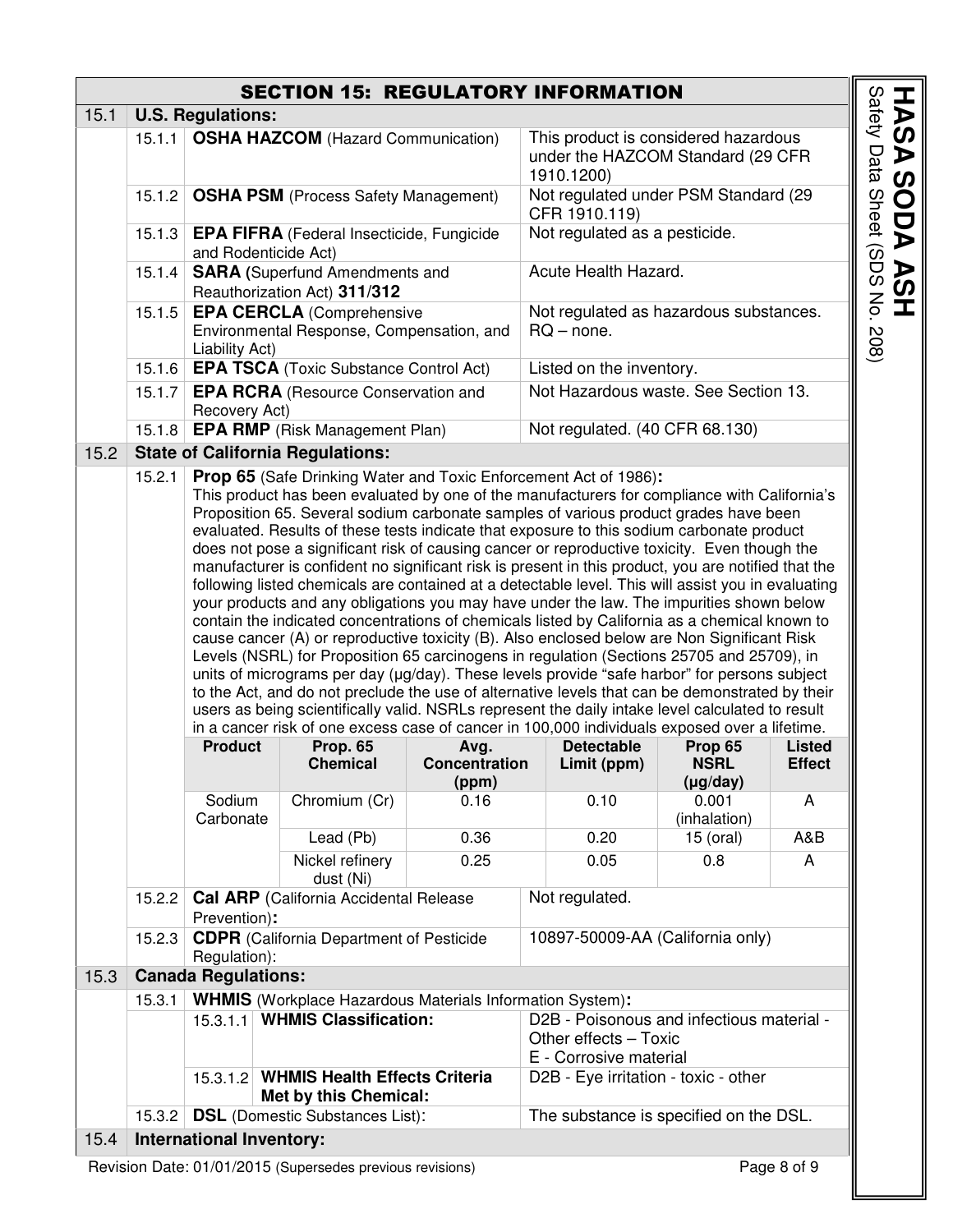## SECTION 15: REGULATORY INFORMATION

### 15.1 U.S. Regulations:

| | | |
|---|---|---|
| 15.1.1 | **OSHA HAZCOM** (Hazard Communication) | This product is considered hazardous under the HAZCOM Standard (29 CFR 1910.1200) |
| 15.1.2 | **OSHA PSM** (Process Safety Management) | Not regulated under PSM Standard (29 CFR 1910.119) |
| 15.1.3 | **EPA FIFRA** (Federal Insecticide, Fungicide and Rodenticide Act) | Not regulated as a pesticide. |
| 15.1.4 | **SARA (**Superfund Amendments and Reauthorization Act) **311/312** | Acute Health Hazard. |
| 15.1.5 | **EPA CERCLA** (Comprehensive Environmental Response, Compensation, and Liability Act) | Not regulated as hazardous substances. RQ – none. |
| 15.1.6 | **EPA TSCA** (Toxic Substance Control Act) | Listed on the inventory. |
| 15.1.7 | **EPA RCRA** (Resource Conservation and Recovery Act) | Not Hazardous waste. See Section 13. |
| 15.1.8 | **EPA RMP** (Risk Management Plan) | Not regulated. (40 CFR 68.130) |

### 15.2 State of California Regulations:

**15.2.1 Prop 65** (Safe Drinking Water and Toxic Enforcement Act of 1986)**:**

This product has been evaluated by one of the manufacturers for compliance with California's Proposition 65. Several sodium carbonate samples of various product grades have been evaluated. Results of these tests indicate that exposure to this sodium carbonate product does not pose a significant risk of causing cancer or reproductive toxicity. Even though the manufacturer is confident no significant risk is present in this product, you are notified that the following listed chemicals are contained at a detectable level. This will assist you in evaluating your products and any obligations you may have under the law. The impurities shown below contain the indicated concentrations of chemicals listed by California as a chemical known to cause cancer (A) or reproductive toxicity (B). Also enclosed below are Non Significant Risk Levels (NSRL) for Proposition 65 carcinogens in regulation (Sections 25705 and 25709), in units of micrograms per day (µg/day). These levels provide "safe harbor" for persons subject to the Act, and do not preclude the use of alternative levels that can be demonstrated by their users as being scientifically valid. NSRLs represent the daily intake level calculated to result in a cancer risk of one excess case of cancer in 100,000 individuals exposed over a lifetime.

| Product | Prop. 65 Chemical | Avg. Concentration (ppm) | Detectable Limit (ppm) | Prop 65 NSRL (µg/day) | Listed Effect |
|---|---|---|---|---|---|
| Sodium Carbonate | Chromium (Cr) | 0.16 | 0.10 | 0.001 (inhalation) | A |
| | Lead (Pb) | 0.36 | 0.20 | 15 (oral) | A&B |
| | Nickel refinery dust (Ni) | 0.25 | 0.05 | 0.8 | A |

| | | |
|---|---|---|
| 15.2.2 | **Cal ARP** (California Accidental Release Prevention)**:** | Not regulated. |
| 15.2.3 | **CDPR** (California Department of Pesticide Regulation): | 10897-50009-AA (California only) |

### 15.3 Canada Regulations:

**15.3.1 WHMIS** (Workplace Hazardous Materials Information System)**:**

| | | |
|---|---|---|
| 15.3.1.1 | **WHMIS Classification:** | D2B - Poisonous and infectious material - Other effects – Toxic<br>E - Corrosive material |
| 15.3.1.2 | **WHMIS Health Effects Criteria Met by this Chemical:** | D2B - Eye irritation - toxic - other |

| | | |
|---|---|---|
| 15.3.2 | **DSL** (Domestic Substances List): | The substance is specified on the DSL. |

### 15.4 International Inventory: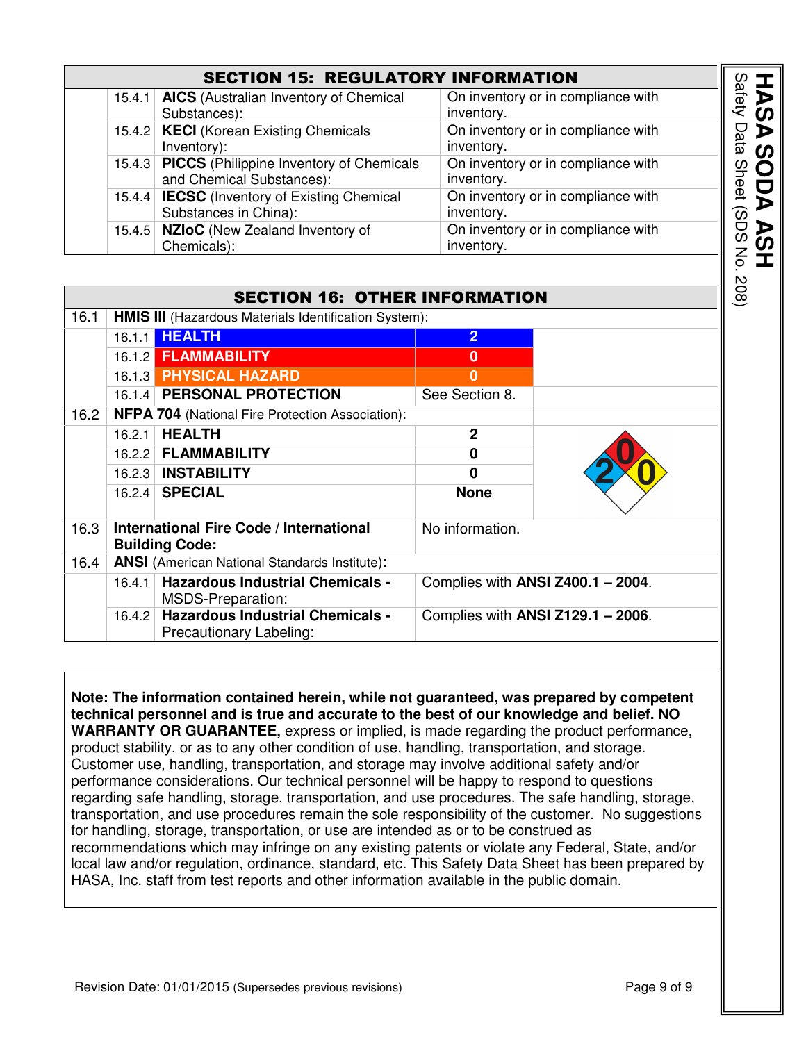## SECTION 15: REGULATORY INFORMATION

| | | | |
|---|---|---|---|
| | 15.4.1 | **AICS** (Australian Inventory of Chemical Substances): | On inventory or in compliance with inventory. |
| | 15.4.2 | **KECI** (Korean Existing Chemicals Inventory): | On inventory or in compliance with inventory. |
| | 15.4.3 | **PICCS** (Philippine Inventory of Chemicals and Chemical Substances): | On inventory or in compliance with inventory. |
| | 15.4.4 | **IECSC** (Inventory of Existing Chemical Substances in China): | On inventory or in compliance with inventory. |
| | 15.4.5 | **NZIoC** (New Zealand Inventory of Chemicals): | On inventory or in compliance with inventory. |

## SECTION 16: OTHER INFORMATION

| | | | |
|---|---|---|---|
| 16.1 | **HMIS III** (Hazardous Materials Identification System): | | |
| | 16.1.1 | **HEALTH** | **2** |
| | 16.1.2 | **FLAMMABILITY** | **0** |
| | 16.1.3 | **PHYSICAL HAZARD** | **0** |
| | 16.1.4 | **PERSONAL PROTECTION** | See Section 8. |
| 16.2 | **NFPA 704** (National Fire Protection Association): | | |
| | 16.2.1 | **HEALTH** | **2** |
| | 16.2.2 | **FLAMMABILITY** | **0** |
| | 16.2.3 | **INSTABILITY** | **0** |
| | 16.2.4 | **SPECIAL** | **None** |
| 16.3 | **International Fire Code** / **International Building Code:** | | No information. |
| 16.4 | **ANSI** (American National Standards Institute): | | |
| | 16.4.1 | **Hazardous Industrial Chemicals -** MSDS-Preparation: | Complies with **ANSI Z400.1 – 2004**. |
| | 16.4.2 | **Hazardous Industrial Chemicals -** Precautionary Labeling: | Complies with **ANSI Z129.1 – 2006**. |

**Note: The information contained herein, while not guaranteed, was prepared by competent technical personnel and is true and accurate to the best of our knowledge and belief. NO WARRANTY OR GUARANTEE,** express or implied, is made regarding the product performance, product stability, or as to any other condition of use, handling, transportation, and storage. Customer use, handling, transportation, and storage may involve additional safety and/or performance considerations. Our technical personnel will be happy to respond to questions regarding safe handling, storage, transportation, and use procedures. The safe handling, storage, transportation, and use procedures remain the sole responsibility of the customer. No suggestions for handling, storage, transportation, or use are intended as or to be construed as recommendations which may infringe on any existing patents or violate any Federal, State, and/or local law and/or regulation, ordinance, standard, etc. This Safety Data Sheet has been prepared by HASA, Inc. staff from test reports and other information available in the public domain.

Revision Date: 01/01/2015 (Supersedes previous revisions)